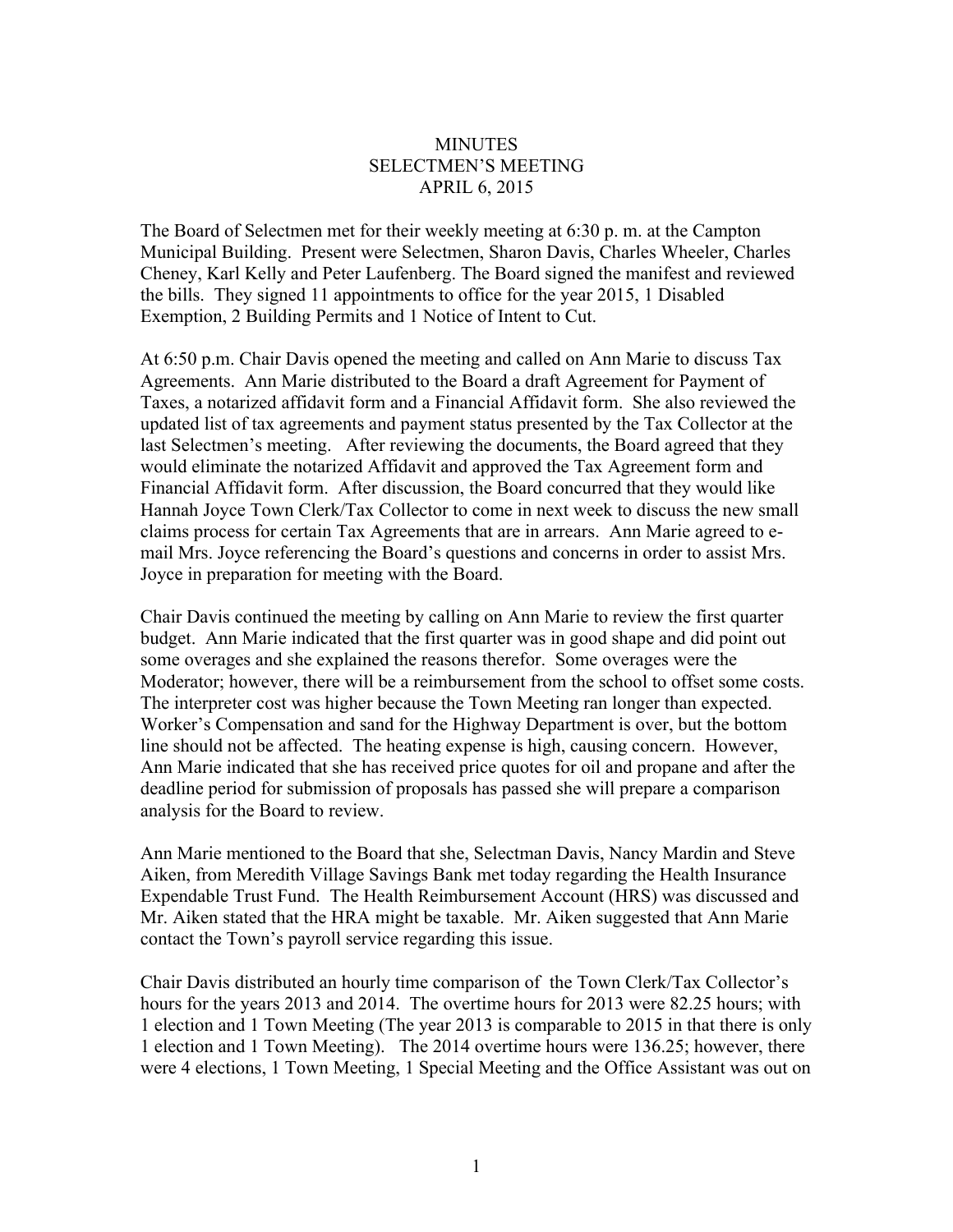# MINUTES
## SELECTMEN'S MEETING
### APRIL 6, 2015

The Board of Selectmen met for their weekly meeting at 6:30 p. m. at the Campton Municipal Building. Present were Selectmen, Sharon Davis, Charles Wheeler, Charles Cheney, Karl Kelly and Peter Laufenberg. The Board signed the manifest and reviewed the bills. They signed 11 appointments to office for the year 2015, 1 Disabled Exemption, 2 Building Permits and 1 Notice of Intent to Cut.

At 6:50 p.m. Chair Davis opened the meeting and called on Ann Marie to discuss Tax Agreements. Ann Marie distributed to the Board a draft Agreement for Payment of Taxes, a notarized affidavit form and a Financial Affidavit form. She also reviewed the updated list of tax agreements and payment status presented by the Tax Collector at the last Selectmen's meeting. After reviewing the documents, the Board agreed that they would eliminate the notarized Affidavit and approved the Tax Agreement form and Financial Affidavit form. After discussion, the Board concurred that they would like Hannah Joyce Town Clerk/Tax Collector to come in next week to discuss the new small claims process for certain Tax Agreements that are in arrears. Ann Marie agreed to e-mail Mrs. Joyce referencing the Board's questions and concerns in order to assist Mrs. Joyce in preparation for meeting with the Board.

Chair Davis continued the meeting by calling on Ann Marie to review the first quarter budget. Ann Marie indicated that the first quarter was in good shape and did point out some overages and she explained the reasons therefor. Some overages were the Moderator; however, there will be a reimbursement from the school to offset some costs. The interpreter cost was higher because the Town Meeting ran longer than expected. Worker's Compensation and sand for the Highway Department is over, but the bottom line should not be affected. The heating expense is high, causing concern. However, Ann Marie indicated that she has received price quotes for oil and propane and after the deadline period for submission of proposals has passed she will prepare a comparison analysis for the Board to review.

Ann Marie mentioned to the Board that she, Selectman Davis, Nancy Mardin and Steve Aiken, from Meredith Village Savings Bank met today regarding the Health Insurance Expendable Trust Fund. The Health Reimbursement Account (HRS) was discussed and Mr. Aiken stated that the HRA might be taxable. Mr. Aiken suggested that Ann Marie contact the Town's payroll service regarding this issue.

Chair Davis distributed an hourly time comparison of the Town Clerk/Tax Collector's hours for the years 2013 and 2014. The overtime hours for 2013 were 82.25 hours; with 1 election and 1 Town Meeting (The year 2013 is comparable to 2015 in that there is only 1 election and 1 Town Meeting). The 2014 overtime hours were 136.25; however, there were 4 elections, 1 Town Meeting, 1 Special Meeting and the Office Assistant was out on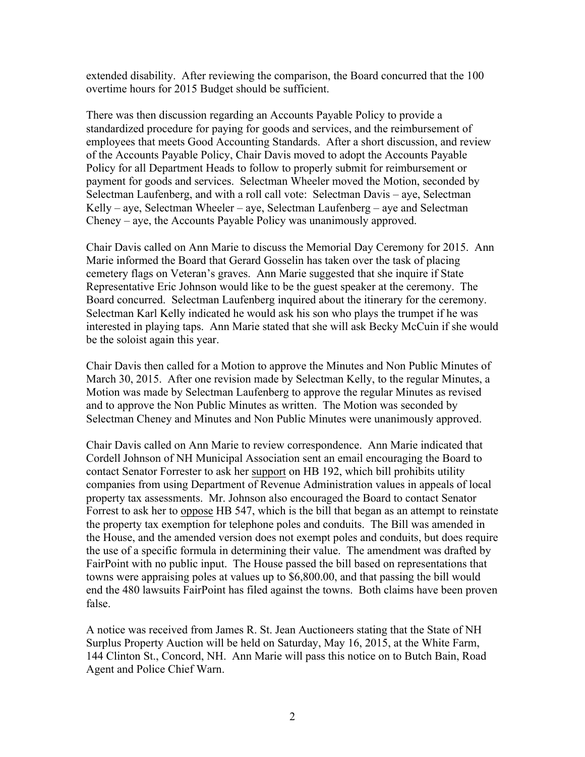extended disability. After reviewing the comparison, the Board concurred that the 100 overtime hours for 2015 Budget should be sufficient.

There was then discussion regarding an Accounts Payable Policy to provide a standardized procedure for paying for goods and services, and the reimbursement of employees that meets Good Accounting Standards. After a short discussion, and review of the Accounts Payable Policy, Chair Davis moved to adopt the Accounts Payable Policy for all Department Heads to follow to properly submit for reimbursement or payment for goods and services. Selectman Wheeler moved the Motion, seconded by Selectman Laufenberg, and with a roll call vote: Selectman Davis – aye, Selectman Kelly – aye, Selectman Wheeler – aye, Selectman Laufenberg – aye and Selectman Cheney – aye, the Accounts Payable Policy was unanimously approved.

Chair Davis called on Ann Marie to discuss the Memorial Day Ceremony for 2015. Ann Marie informed the Board that Gerard Gosselin has taken over the task of placing cemetery flags on Veteran's graves. Ann Marie suggested that she inquire if State Representative Eric Johnson would like to be the guest speaker at the ceremony. The Board concurred. Selectman Laufenberg inquired about the itinerary for the ceremony. Selectman Karl Kelly indicated he would ask his son who plays the trumpet if he was interested in playing taps. Ann Marie stated that she will ask Becky McCuin if she would be the soloist again this year.

Chair Davis then called for a Motion to approve the Minutes and Non Public Minutes of March 30, 2015. After one revision made by Selectman Kelly, to the regular Minutes, a Motion was made by Selectman Laufenberg to approve the regular Minutes as revised and to approve the Non Public Minutes as written. The Motion was seconded by Selectman Cheney and Minutes and Non Public Minutes were unanimously approved.

Chair Davis called on Ann Marie to review correspondence. Ann Marie indicated that Cordell Johnson of NH Municipal Association sent an email encouraging the Board to contact Senator Forrester to ask her <u>support</u> on HB 192, which bill prohibits utility companies from using Department of Revenue Administration values in appeals of local property tax assessments. Mr. Johnson also encouraged the Board to contact Senator Forrest to ask her to <u>oppose</u> HB 547, which is the bill that began as an attempt to reinstate the property tax exemption for telephone poles and conduits. The Bill was amended in the House, and the amended version does not exempt poles and conduits, but does require the use of a specific formula in determining their value. The amendment was drafted by FairPoint with no public input. The House passed the bill based on representations that towns were appraising poles at values up to $6,800.00, and that passing the bill would end the 480 lawsuits FairPoint has filed against the towns. Both claims have been proven false.

A notice was received from James R. St. Jean Auctioneers stating that the State of NH Surplus Property Auction will be held on Saturday, May 16, 2015, at the White Farm, 144 Clinton St., Concord, NH. Ann Marie will pass this notice on to Butch Bain, Road Agent and Police Chief Warn.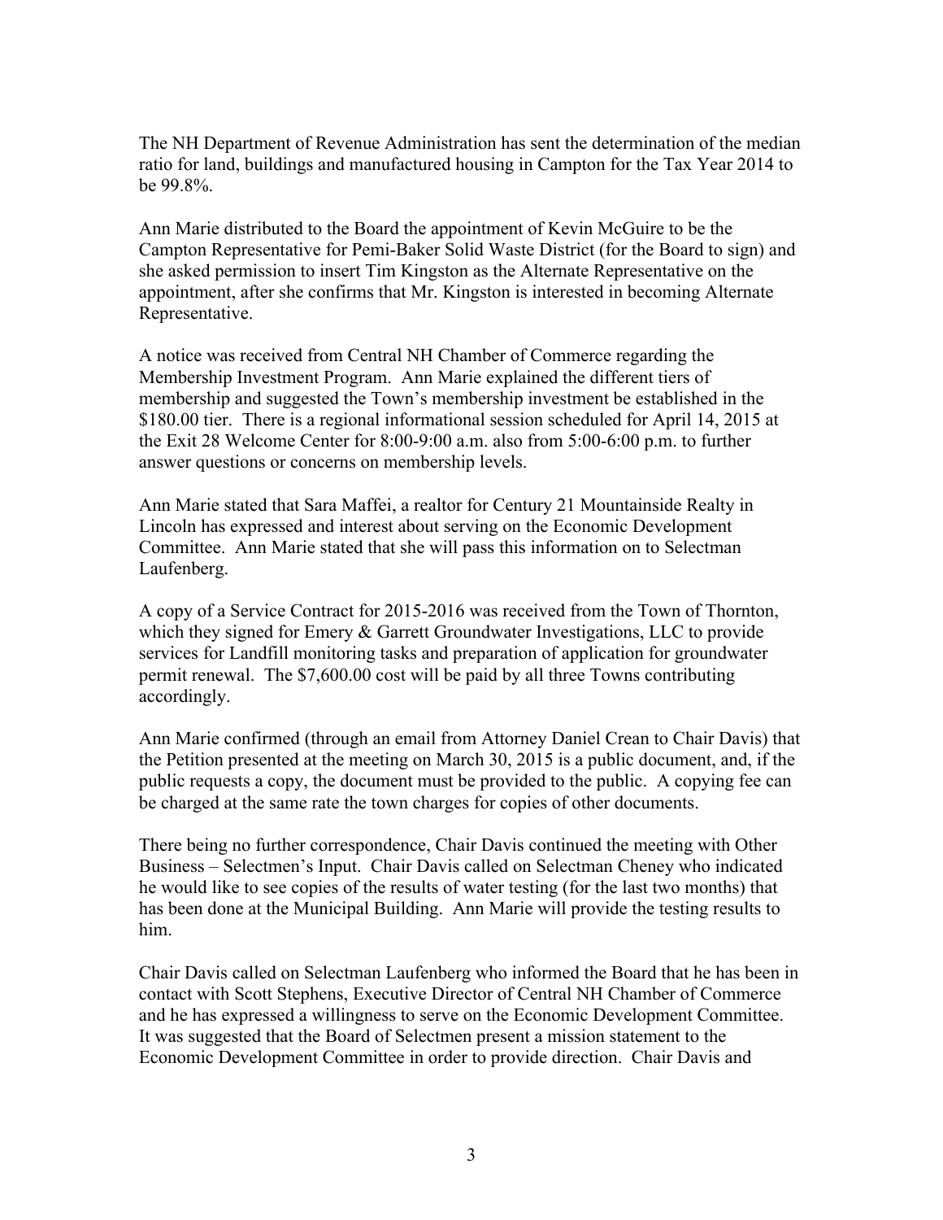The NH Department of Revenue Administration has sent the determination of the median ratio for land, buildings and manufactured housing in Campton for the Tax Year 2014 to be 99.8%.

Ann Marie distributed to the Board the appointment of Kevin McGuire to be the Campton Representative for Pemi-Baker Solid Waste District (for the Board to sign) and she asked permission to insert Tim Kingston as the Alternate Representative on the appointment, after she confirms that Mr. Kingston is interested in becoming Alternate Representative.

A notice was received from Central NH Chamber of Commerce regarding the Membership Investment Program. Ann Marie explained the different tiers of membership and suggested the Town's membership investment be established in the $180.00 tier. There is a regional informational session scheduled for April 14, 2015 at the Exit 28 Welcome Center for 8:00-9:00 a.m. also from 5:00-6:00 p.m. to further answer questions or concerns on membership levels.

Ann Marie stated that Sara Maffei, a realtor for Century 21 Mountainside Realty in Lincoln has expressed and interest about serving on the Economic Development Committee. Ann Marie stated that she will pass this information on to Selectman Laufenberg.

A copy of a Service Contract for 2015-2016 was received from the Town of Thornton, which they signed for Emery & Garrett Groundwater Investigations, LLC to provide services for Landfill monitoring tasks and preparation of application for groundwater permit renewal. The $7,600.00 cost will be paid by all three Towns contributing accordingly.

Ann Marie confirmed (through an email from Attorney Daniel Crean to Chair Davis) that the Petition presented at the meeting on March 30, 2015 is a public document, and, if the public requests a copy, the document must be provided to the public. A copying fee can be charged at the same rate the town charges for copies of other documents.

There being no further correspondence, Chair Davis continued the meeting with Other Business – Selectmen's Input. Chair Davis called on Selectman Cheney who indicated he would like to see copies of the results of water testing (for the last two months) that has been done at the Municipal Building. Ann Marie will provide the testing results to him.

Chair Davis called on Selectman Laufenberg who informed the Board that he has been in contact with Scott Stephens, Executive Director of Central NH Chamber of Commerce and he has expressed a willingness to serve on the Economic Development Committee. It was suggested that the Board of Selectmen present a mission statement to the Economic Development Committee in order to provide direction. Chair Davis and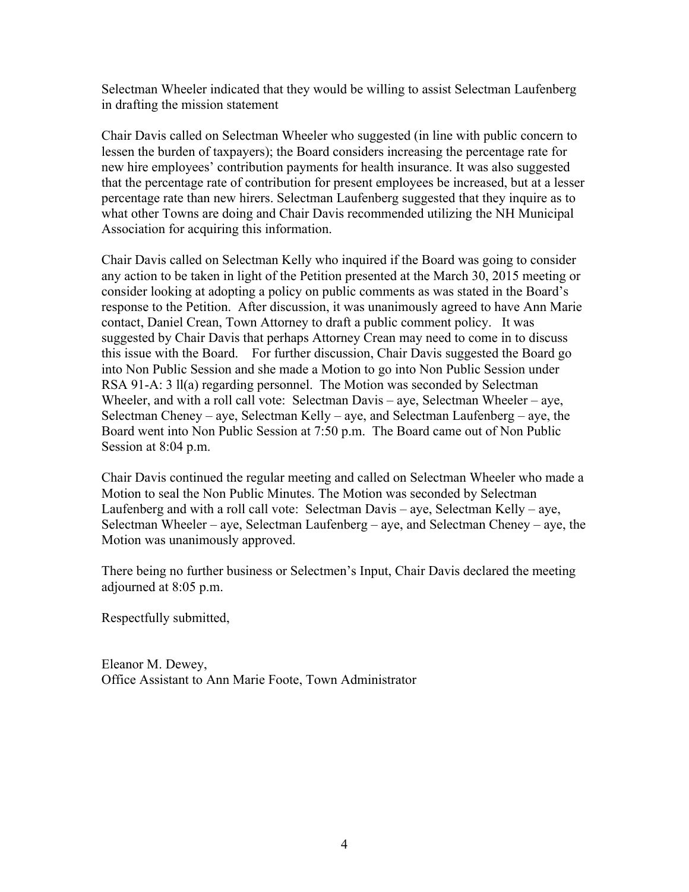Selectman Wheeler indicated that they would be willing to assist Selectman Laufenberg in drafting the mission statement

Chair Davis called on Selectman Wheeler who suggested (in line with public concern to lessen the burden of taxpayers); the Board considers increasing the percentage rate for new hire employees' contribution payments for health insurance. It was also suggested that the percentage rate of contribution for present employees be increased, but at a lesser percentage rate than new hirers. Selectman Laufenberg suggested that they inquire as to what other Towns are doing and Chair Davis recommended utilizing the NH Municipal Association for acquiring this information.

Chair Davis called on Selectman Kelly who inquired if the Board was going to consider any action to be taken in light of the Petition presented at the March 30, 2015 meeting or consider looking at adopting a policy on public comments as was stated in the Board's response to the Petition. After discussion, it was unanimously agreed to have Ann Marie contact, Daniel Crean, Town Attorney to draft a public comment policy. It was suggested by Chair Davis that perhaps Attorney Crean may need to come in to discuss this issue with the Board. For further discussion, Chair Davis suggested the Board go into Non Public Session and she made a Motion to go into Non Public Session under RSA 91-A: 3 ll(a) regarding personnel. The Motion was seconded by Selectman Wheeler, and with a roll call vote: Selectman Davis – aye, Selectman Wheeler – aye, Selectman Cheney – aye, Selectman Kelly – aye, and Selectman Laufenberg – aye, the Board went into Non Public Session at 7:50 p.m. The Board came out of Non Public Session at 8:04 p.m.

Chair Davis continued the regular meeting and called on Selectman Wheeler who made a Motion to seal the Non Public Minutes. The Motion was seconded by Selectman Laufenberg and with a roll call vote: Selectman Davis – aye, Selectman Kelly – aye, Selectman Wheeler – aye, Selectman Laufenberg – aye, and Selectman Cheney – aye, the Motion was unanimously approved.

There being no further business or Selectmen's Input, Chair Davis declared the meeting adjourned at 8:05 p.m.

Respectfully submitted,

Eleanor M. Dewey,
Office Assistant to Ann Marie Foote, Town Administrator